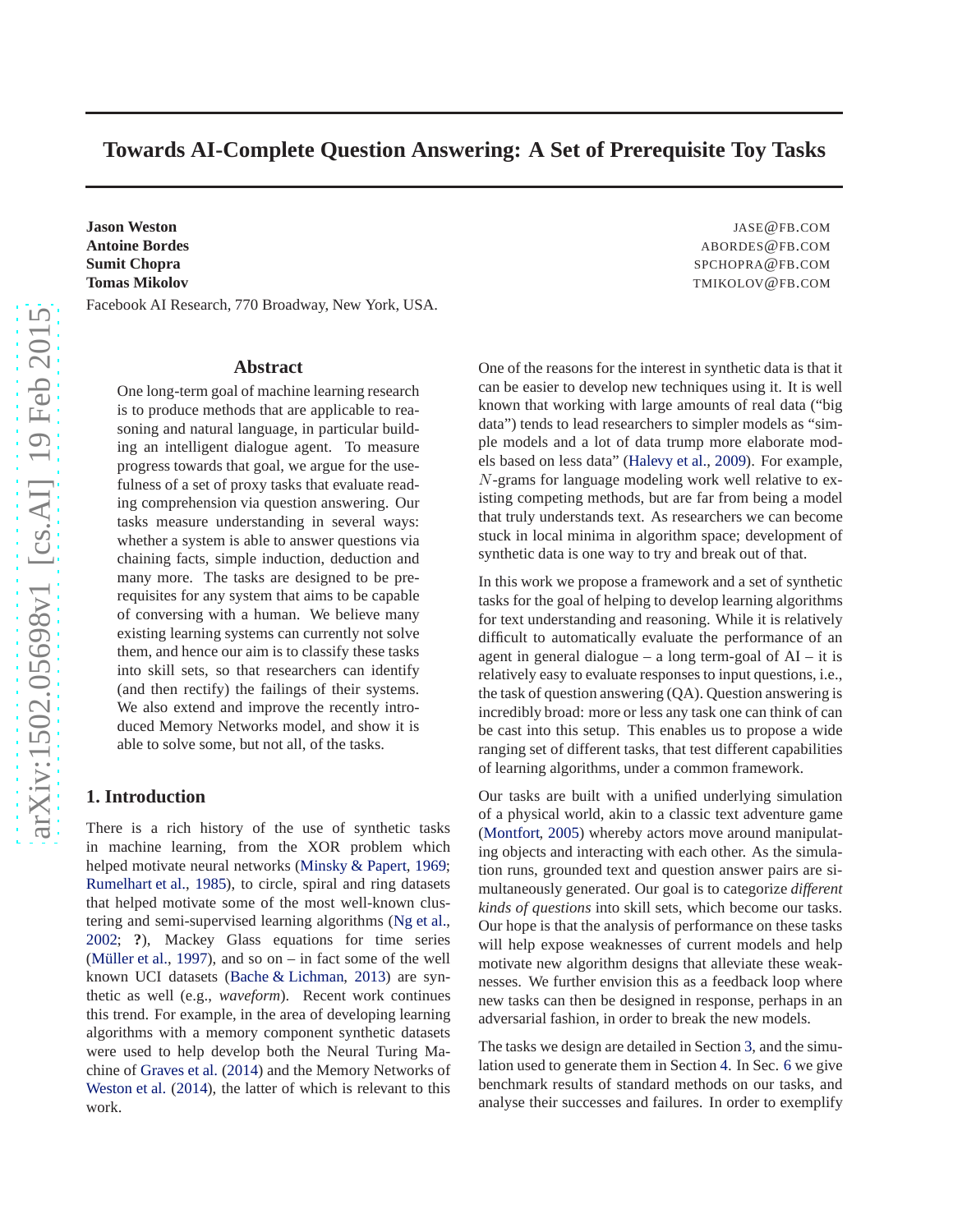# Towards AI-Complete Question Answering: A Set of Prerequisite Toy Tasks

**Jason Weston** JASE@FB.COM
**Antoine Bordes** ABORDES@FB.COM
**Sumit Chopra** SPCHOPRA@FB.COM
**Tomas Mikolov** TMIKOLOV@FB.COM

Facebook AI Research, 770 Broadway, New York, USA.

## Abstract

One long-term goal of machine learning research is to produce methods that are applicable to reasoning and natural language, in particular building an intelligent dialogue agent. To measure progress towards that goal, we argue for the usefulness of a set of proxy tasks that evaluate reading comprehension via question answering. Our tasks measure understanding in several ways: whether a system is able to answer questions via chaining facts, simple induction, deduction and many more. The tasks are designed to be prerequisites for any system that aims to be capable of conversing with a human. We believe many existing learning systems can currently not solve them, and hence our aim is to classify these tasks into skill sets, so that researchers can identify (and then rectify) the failings of their systems. We also extend and improve the recently introduced Memory Networks model, and show it is able to solve some, but not all, of the tasks.

## 1. Introduction

There is a rich history of the use of synthetic tasks in machine learning, from the XOR problem which helped motivate neural networks (Minsky & Papert, 1969; Rumelhart et al., 1985), to circle, spiral and ring datasets that helped motivate some of the most well-known clustering and semi-supervised learning algorithms (Ng et al., 2002; **?**), Mackey Glass equations for time series (Müller et al., 1997), and so on – in fact some of the well known UCI datasets (Bache & Lichman, 2013) are synthetic as well (e.g., *waveform*). Recent work continues this trend. For example, in the area of developing learning algorithms with a memory component synthetic datasets were used to help develop both the Neural Turing Machine of Graves et al. (2014) and the Memory Networks of Weston et al. (2014), the latter of which is relevant to this work.

One of the reasons for the interest in synthetic data is that it can be easier to develop new techniques using it. It is well known that working with large amounts of real data ("big data") tends to lead researchers to simpler models as "simple models and a lot of data trump more elaborate models based on less data" (Halevy et al., 2009). For example, $N$-grams for language modeling work well relative to existing competing methods, but are far from being a model that truly understands text. As researchers we can become stuck in local minima in algorithm space; development of synthetic data is one way to try and break out of that.

In this work we propose a framework and a set of synthetic tasks for the goal of helping to develop learning algorithms for text understanding and reasoning. While it is relatively difficult to automatically evaluate the performance of an agent in general dialogue – a long term-goal of AI – it is relatively easy to evaluate responses to input questions, i.e., the task of question answering (QA). Question answering is incredibly broad: more or less any task one can think of can be cast into this setup. This enables us to propose a wide ranging set of different tasks, that test different capabilities of learning algorithms, under a common framework.

Our tasks are built with a unified underlying simulation of a physical world, akin to a classic text adventure game (Montfort, 2005) whereby actors move around manipulating objects and interacting with each other. As the simulation runs, grounded text and question answer pairs are simultaneously generated. Our goal is to categorize *different kinds of questions* into skill sets, which become our tasks. Our hope is that the analysis of performance on these tasks will help expose weaknesses of current models and help motivate new algorithm designs that alleviate these weaknesses. We further envision this as a feedback loop where new tasks can then be designed in response, perhaps in an adversarial fashion, in order to break the new models.

The tasks we design are detailed in Section 3, and the simulation used to generate them in Section 4. In Sec. 6 we give benchmark results of standard methods on our tasks, and analyse their successes and failures. In order to exemplify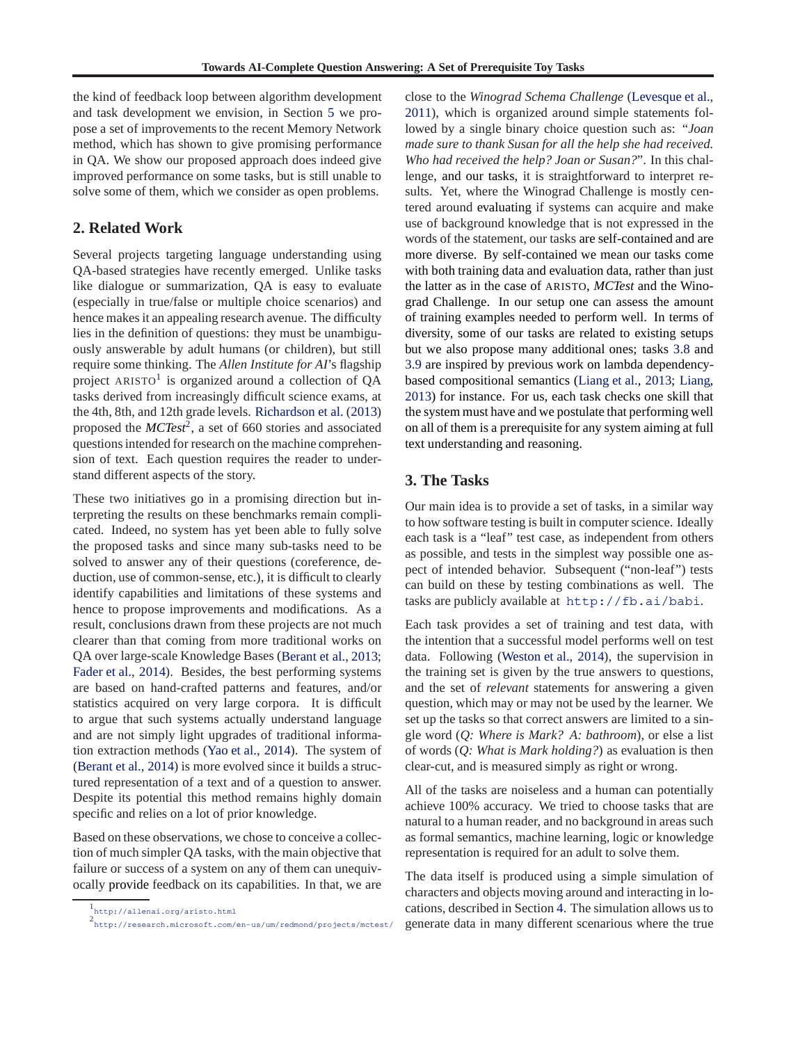the kind of feedback loop between algorithm development and task development we envision, in Section 5 we propose a set of improvements to the recent Memory Network method, which has shown to give promising performance in QA. We show our proposed approach does indeed give improved performance on some tasks, but is still unable to solve some of them, which we consider as open problems.

## 2. Related Work

Several projects targeting language understanding using QA-based strategies have recently emerged. Unlike tasks like dialogue or summarization, QA is easy to evaluate (especially in true/false or multiple choice scenarios) and hence makes it an appealing research avenue. The difficulty lies in the definition of questions: they must be unambiguously answerable by adult humans (or children), but still require some thinking. The *Allen Institute for AI*'s flagship project ARISTO[1] is organized around a collection of QA tasks derived from increasingly difficult science exams, at the 4th, 8th, and 12th grade levels. Richardson et al. (2013) proposed the *MCTest*[2], a set of 660 stories and associated questions intended for research on the machine comprehension of text. Each question requires the reader to understand different aspects of the story.

These two initiatives go in a promising direction but interpreting the results on these benchmarks remain complicated. Indeed, no system has yet been able to fully solve the proposed tasks and since many sub-tasks need to be solved to answer any of their questions (coreference, deduction, use of common-sense, etc.), it is difficult to clearly identify capabilities and limitations of these systems and hence to propose improvements and modifications. As a result, conclusions drawn from these projects are not much clearer than that coming from more traditional works on QA over large-scale Knowledge Bases (Berant et al., 2013; Fader et al., 2014). Besides, the best performing systems are based on hand-crafted patterns and features, and/or statistics acquired on very large corpora. It is difficult to argue that such systems actually understand language and are not simply light upgrades of traditional information extraction methods (Yao et al., 2014). The system of (Berant et al., 2014) is more evolved since it builds a structured representation of a text and of a question to answer. Despite its potential this method remains highly domain specific and relies on a lot of prior knowledge.

Based on these observations, we chose to conceive a collection of much simpler QA tasks, with the main objective that failure or success of a system on any of them can unequivocally provide feedback on its capabilities. In that, we are close to the *Winograd Schema Challenge* (Levesque et al., 2011), which is organized around simple statements followed by a single binary choice question such as: *"Joan made sure to thank Susan for all the help she had received. Who had received the help? Joan or Susan?"*. In this challenge, and our tasks, it is straightforward to interpret results. Yet, where the Winograd Challenge is mostly centered around evaluating if systems can acquire and make use of background knowledge that is not expressed in the words of the statement, our tasks are self-contained and are more diverse. By self-contained we mean our tasks come with both training data and evaluation data, rather than just the latter as in the case of ARISTO, *MCTest* and the Winograd Challenge. In our setup one can assess the amount of training examples needed to perform well. In terms of diversity, some of our tasks are related to existing setups but we also propose many additional ones; tasks 3.8 and 3.9 are inspired by previous work on lambda dependency-based compositional semantics (Liang et al., 2013; Liang, 2013) for instance. For us, each task checks one skill that the system must have and we postulate that performing well on all of them is a prerequisite for any system aiming at full text understanding and reasoning.

## 3. The Tasks

Our main idea is to provide a set of tasks, in a similar way to how software testing is built in computer science. Ideally each task is a "leaf" test case, as independent from others as possible, and tests in the simplest way possible one aspect of intended behavior. Subsequent ("non-leaf") tests can build on these by testing combinations as well. The tasks are publicly available at http://fb.ai/babi.

Each task provides a set of training and test data, with the intention that a successful model performs well on test data. Following (Weston et al., 2014), the supervision in the training set is given by the true answers to questions, and the set of *relevant* statements for answering a given question, which may or may not be used by the learner. We set up the tasks so that correct answers are limited to a single word (*Q: Where is Mark? A: bathroom*), or else a list of words (*Q: What is Mark holding?*) as evaluation is then clear-cut, and is measured simply as right or wrong.

All of the tasks are noiseless and a human can potentially achieve 100% accuracy. We tried to choose tasks that are natural to a human reader, and no background in areas such as formal semantics, machine learning, logic or knowledge representation is required for an adult to solve them.

The data itself is produced using a simple simulation of characters and objects moving around and interacting in locations, described in Section 4. The simulation allows us to generate data in many different scenarious where the true

[1] http://allenai.org/aristo.html

[2] http://research.microsoft.com/en-us/um/redmond/projects/mctest/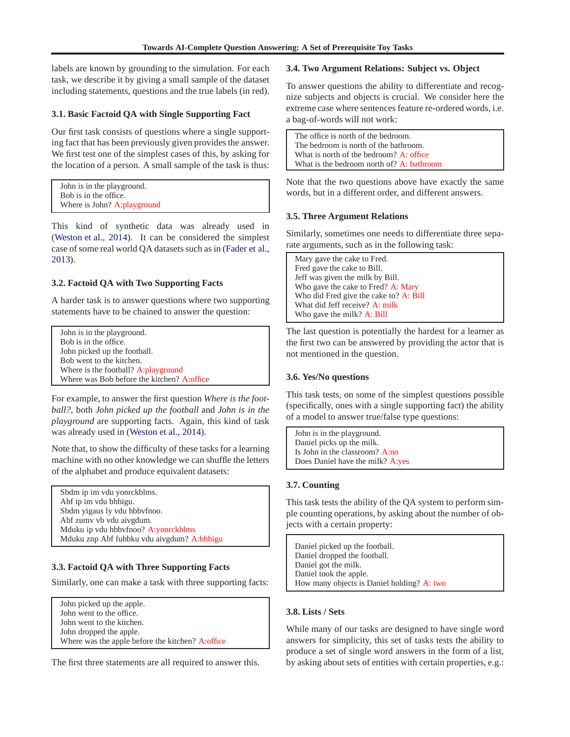labels are known by grounding to the simulation. For each task, we describe it by giving a small sample of the dataset including statements, questions and the true labels (in red).

### 3.1. Basic Factoid QA with Single Supporting Fact

Our first task consists of questions where a single supporting fact that has been previously given provides the answer. We first test one of the simplest cases of this, by asking for the location of a person. A small sample of the task is thus:

> John is in the playground.
> Bob is in the office.
> Where is John? A:playground

This kind of synthetic data was already used in (Weston et al., 2014). It can be considered the simplest case of some real world QA datasets such as in (Fader et al., 2013).

### 3.2. Factoid QA with Two Supporting Facts

A harder task is to answer questions where two supporting statements have to be chained to answer the question:

> John is in the playground.
> Bob is in the office.
> John picked up the football.
> Bob went to the kitchen.
> Where is the football? A:playground
> Where was Bob before the kitchen? A:office

For example, to answer the first question *Where is the football?*, both *John picked up the football* and *John is in the playground* are supporting facts. Again, this kind of task was already used in (Weston et al., 2014).

Note that, to show the difficulty of these tasks for a learning machine with no other knowledge we can shuffle the letters of the alphabet and produce equivalent datasets:

> Sbdm ip im vdu yonrckblms.
> Abf ip im vdu bhhigu.
> Sbdm yigaus ly vdu hbbvfnoo.
> Abf zumv vb vdu aivgdum.
> Mduku ip vdu hbbvfnoo? A:yonrckblms
> Mduku znp Abf fuhbku vdu aivgdum? A:bhhigu

### 3.3. Factoid QA with Three Supporting Facts

Similarly, one can make a task with three supporting facts:

> John picked up the apple.
> John went to the office.
> John went to the kitchen.
> John dropped the apple.
> Where was the apple before the kitchen? A:office

The first three statements are all required to answer this.

### 3.4. Two Argument Relations: Subject vs. Object

To answer questions the ability to differentiate and recognize subjects and objects is crucial. We consider here the extreme case where sentences feature re-ordered words, i.e. a bag-of-words will not work:

> The office is north of the bedroom.
> The bedroom is north of the bathroom.
> What is north of the bedroom? A: office
> What is the bedroom north of? A: bathroom

Note that the two questions above have exactly the same words, but in a different order, and different answers.

### 3.5. Three Argument Relations

Similarly, sometimes one needs to differentiate three separate arguments, such as in the following task:

> Mary gave the cake to Fred.
> Fred gave the cake to Bill.
> Jeff was given the milk by Bill.
> Who gave the cake to Fred? A: Mary
> Who did Fred give the cake to? A: Bill
> What did Jeff receive? A: milk
> Who gave the milk? A: Bill

The last question is potentially the hardest for a learner as the first two can be answered by providing the actor that is not mentioned in the question.

### 3.6. Yes/No questions

This task tests, on some of the simplest questions possible (specifically, ones with a single supporting fact) the ability of a model to answer true/false type questions:

> John is in the playground.
> Daniel picks up the milk.
> Is John in the classroom? A:no
> Does Daniel have the milk? A:yes

### 3.7. Counting

This task tests the ability of the QA system to perform simple counting operations, by asking about the number of objects with a certain property:

> Daniel picked up the football.
> Daniel dropped the football.
> Daniel got the milk.
> Daniel took the apple.
> How many objects is Daniel holding? A: two

### 3.8. Lists / Sets

While many of our tasks are designed to have single word answers for simplicity, this set of tasks tests the ability to produce a set of single word answers in the form of a list, by asking about sets of entities with certain properties, e.g.: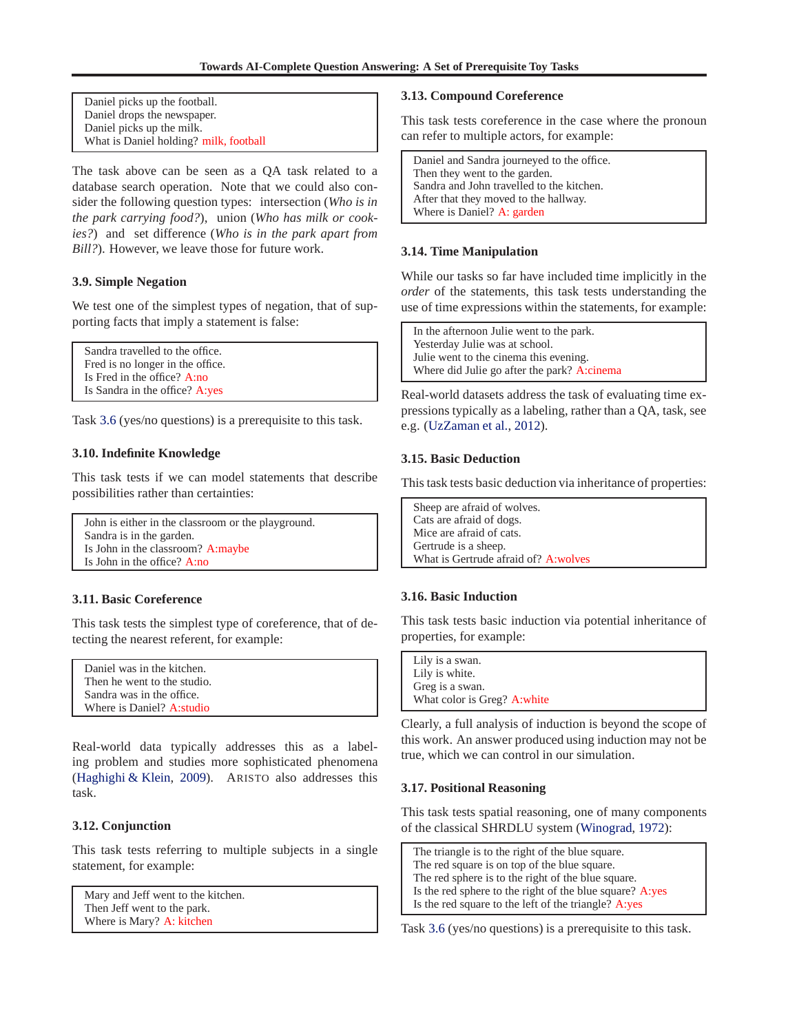```
Daniel picks up the football.
Daniel drops the newspaper.
Daniel picks up the milk.
What is Daniel holding? milk, football
```

The task above can be seen as a QA task related to a database search operation. Note that we could also consider the following question types: intersection (*Who is in the park carrying food?*), union (*Who has milk or cookies?*) and set difference (*Who is in the park apart from Bill?*). However, we leave those for future work.

### 3.9. Simple Negation

We test one of the simplest types of negation, that of supporting facts that imply a statement is false:

```
Sandra travelled to the office.
Fred is no longer in the office.
Is Fred in the office? A:no
Is Sandra in the office? A:yes
```

Task 3.6 (yes/no questions) is a prerequisite to this task.

### 3.10. Indefinite Knowledge

This task tests if we can model statements that describe possibilities rather than certainties:

```
John is either in the classroom or the playground.
Sandra is in the garden.
Is John in the classroom? A:maybe
Is John in the office? A:no
```

### 3.11. Basic Coreference

This task tests the simplest type of coreference, that of detecting the nearest referent, for example:

```
Daniel was in the kitchen.
Then he went to the studio.
Sandra was in the office.
Where is Daniel? A:studio
```

Real-world data typically addresses this as a labeling problem and studies more sophisticated phenomena (Haghighi & Klein, 2009). ARISTO also addresses this task.

### 3.12. Conjunction

This task tests referring to multiple subjects in a single statement, for example:

```
Mary and Jeff went to the kitchen.
Then Jeff went to the park.
Where is Mary? A: kitchen
```

### 3.13. Compound Coreference

This task tests coreference in the case where the pronoun can refer to multiple actors, for example:

```
Daniel and Sandra journeyed to the office.
Then they went to the garden.
Sandra and John travelled to the kitchen.
After that they moved to the hallway.
Where is Daniel? A: garden
```

### 3.14. Time Manipulation

While our tasks so far have included time implicitly in the *order* of the statements, this task tests understanding the use of time expressions within the statements, for example:

```
In the afternoon Julie went to the park.
Yesterday Julie was at school.
Julie went to the cinema this evening.
Where did Julie go after the park? A:cinema
```

Real-world datasets address the task of evaluating time expressions typically as a labeling, rather than a QA, task, see e.g. (UzZaman et al., 2012).

### 3.15. Basic Deduction

This task tests basic deduction via inheritance of properties:

```
Sheep are afraid of wolves.
Cats are afraid of dogs.
Mice are afraid of cats.
Gertrude is a sheep.
What is Gertrude afraid of? A:wolves
```

### 3.16. Basic Induction

This task tests basic induction via potential inheritance of properties, for example:

```
Lily is a swan.
Lily is white.
Greg is a swan.
What color is Greg? A:white
```

Clearly, a full analysis of induction is beyond the scope of this work. An answer produced using induction may not be true, which we can control in our simulation.

### 3.17. Positional Reasoning

This task tests spatial reasoning, one of many components of the classical SHRDLU system (Winograd, 1972):

```
The triangle is to the right of the blue square.
The red square is on top of the blue square.
The red sphere is to the right of the blue square.
Is the red sphere to the right of the blue square? A:yes
Is the red square to the left of the triangle? A:yes
```

Task 3.6 (yes/no questions) is a prerequisite to this task.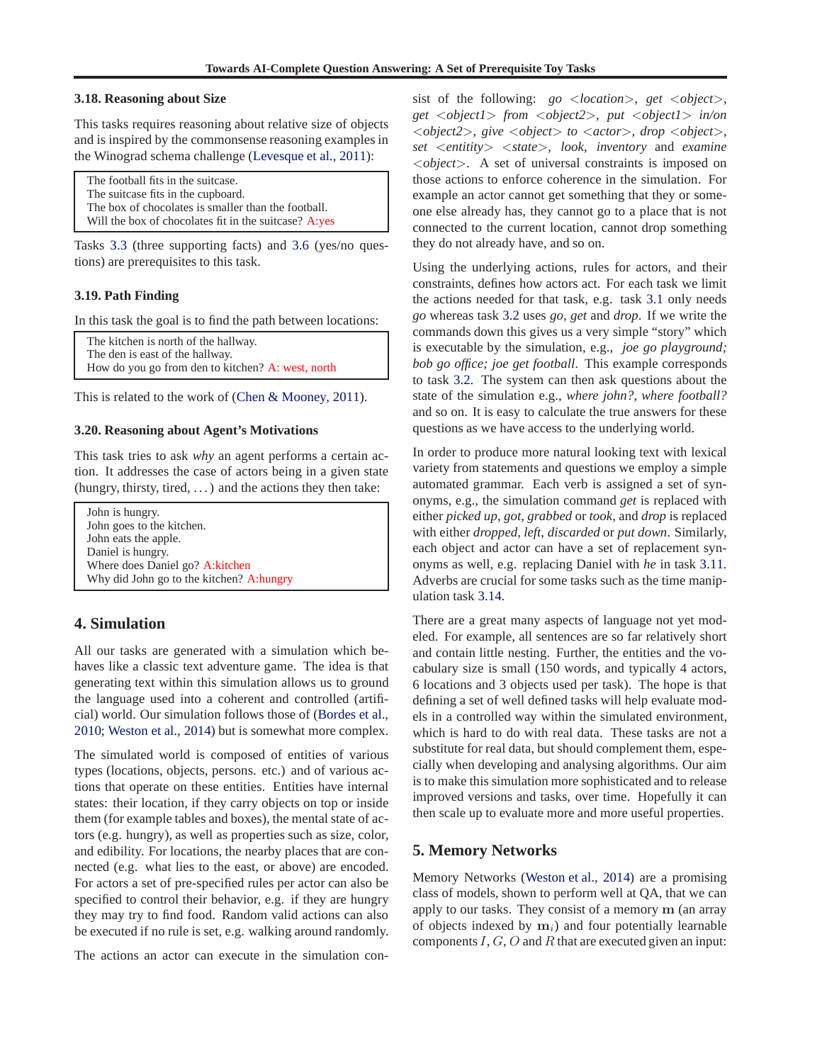### 3.18. Reasoning about Size

This tasks requires reasoning about relative size of objects and is inspired by the commonsense reasoning examples in the Winograd schema challenge (Levesque et al., 2011):

> The football fits in the suitcase.
> The suitcase fits in the cupboard.
> The box of chocolates is smaller than the football.
> Will the box of chocolates fit in the suitcase? A:yes

Tasks 3.3 (three supporting facts) and 3.6 (yes/no questions) are prerequisites to this task.

### 3.19. Path Finding

In this task the goal is to find the path between locations:

> The kitchen is north of the hallway.
> The den is east of the hallway.
> How do you go from den to kitchen? A: west, north

This is related to the work of (Chen & Mooney, 2011).

### 3.20. Reasoning about Agent's Motivations

This task tries to ask *why* an agent performs a certain action. It addresses the case of actors being in a given state (hungry, thirsty, tired, ...) and the actions they then take:

> John is hungry.
> John goes to the kitchen.
> John eats the apple.
> Daniel is hungry.
> Where does Daniel go? A:kitchen
> Why did John go to the kitchen? A:hungry

## 4. Simulation

All our tasks are generated with a simulation which behaves like a classic text adventure game. The idea is that generating text within this simulation allows us to ground the language used into a coherent and controlled (artificial) world. Our simulation follows those of (Bordes et al., 2010; Weston et al., 2014) but is somewhat more complex.

The simulated world is composed of entities of various types (locations, objects, persons. etc.) and of various actions that operate on these entities. Entities have internal states: their location, if they carry objects on top or inside them (for example tables and boxes), the mental state of actors (e.g. hungry), as well as properties such as size, color, and edibility. For locations, the nearby places that are connected (e.g. what lies to the east, or above) are encoded. For actors a set of pre-specified rules per actor can also be specified to control their behavior, e.g. if they are hungry they may try to find food. Random valid actions can also be executed if no rule is set, e.g. walking around randomly.

The actions an actor can execute in the simulation consist of the following: *go <location>*, *get <object>*, *get <object1> from <object2>*, *put <object1> in/on <object2>*, *give <object> to <actor>*, *drop <object>*, *set <entitity> <state>*, *look*, *inventory* and *examine <object>*. A set of universal constraints is imposed on those actions to enforce coherence in the simulation. For example an actor cannot get something that they or someone else already has, they cannot go to a place that is not connected to the current location, cannot drop something they do not already have, and so on.

Using the underlying actions, rules for actors, and their constraints, defines how actors act. For each task we limit the actions needed for that task, e.g. task 3.1 only needs *go* whereas task 3.2 uses *go*, *get* and *drop*. If we write the commands down this gives us a very simple "story" which is executable by the simulation, e.g., *joe go playground; bob go office; joe get football*. This example corresponds to task 3.2. The system can then ask questions about the state of the simulation e.g., *where john?*, *where football?* and so on. It is easy to calculate the true answers for these questions as we have access to the underlying world.

In order to produce more natural looking text with lexical variety from statements and questions we employ a simple automated grammar. Each verb is assigned a set of synonyms, e.g., the simulation command *get* is replaced with either *picked up*, *got*, *grabbed* or *took*, and *drop* is replaced with either *dropped*, *left*, *discarded* or *put down*. Similarly, each object and actor can have a set of replacement synonyms as well, e.g. replacing Daniel with *he* in task 3.11. Adverbs are crucial for some tasks such as the time manipulation task 3.14.

There are a great many aspects of language not yet modeled. For example, all sentences are so far relatively short and contain little nesting. Further, the entities and the vocabulary size is small (150 words, and typically 4 actors, 6 locations and 3 objects used per task). The hope is that defining a set of well defined tasks will help evaluate models in a controlled way within the simulated environment, which is hard to do with real data. These tasks are not a substitute for real data, but should complement them, especially when developing and analysing algorithms. Our aim is to make this simulation more sophisticated and to release improved versions and tasks, over time. Hopefully it can then scale up to evaluate more and more useful properties.

## 5. Memory Networks

Memory Networks (Weston et al., 2014) are a promising class of models, shown to perform well at QA, that we can apply to our tasks. They consist of a memory $\mathbf{m}$ (an array of objects indexed by $\mathbf{m}_i$) and four potentially learnable components $I$, $G$, $O$ and $R$ that are executed given an input: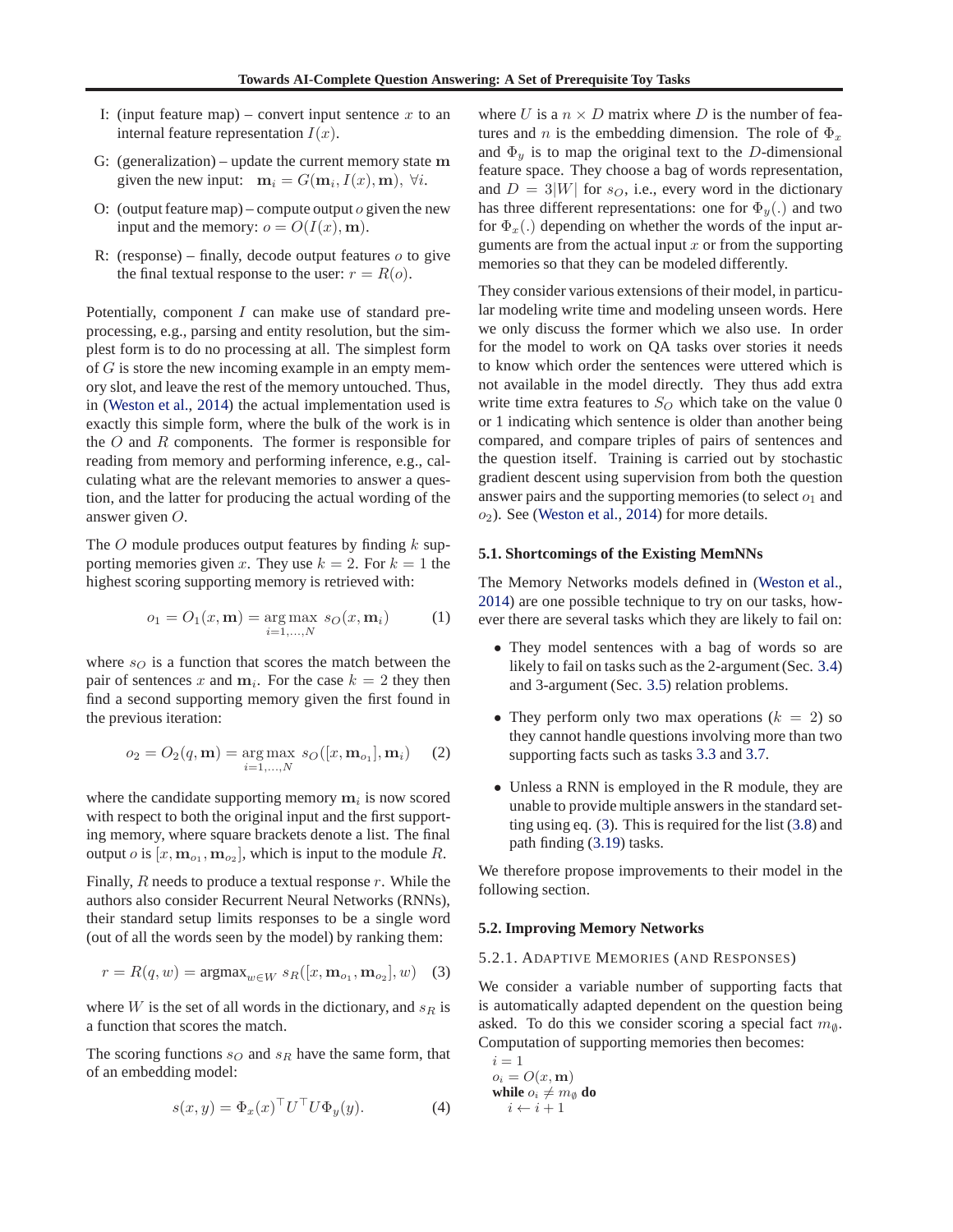- I: (input feature map) – convert input sentence $x$ to an internal feature representation $I(x)$.
- G: (generalization) – update the current memory state $\mathbf{m}$ given the new input: $\mathbf{m}_i = G(\mathbf{m}_i, I(x), \mathbf{m}),\ \forall i$.
- O: (output feature map) – compute output $o$ given the new input and the memory: $o = O(I(x), \mathbf{m})$.
- R: (response) – finally, decode output features $o$ to give the final textual response to the user: $r = R(o)$.

Potentially, component $I$ can make use of standard pre-processing, e.g., parsing and entity resolution, but the simplest form is to do no processing at all. The simplest form of $G$ is store the new incoming example in an empty memory slot, and leave the rest of the memory untouched. Thus, in (Weston et al., 2014) the actual implementation used is exactly this simple form, where the bulk of the work is in the $O$ and $R$ components. The former is responsible for reading from memory and performing inference, e.g., calculating what are the relevant memories to answer a question, and the latter for producing the actual wording of the answer given $O$.

The $O$ module produces output features by finding $k$ supporting memories given $x$. They use $k = 2$. For $k = 1$ the highest scoring supporting memory is retrieved with:

$$o_1 = O_1(x, \mathbf{m}) = \underset{i=1,\ldots,N}{\arg\max}\ s_O(x, \mathbf{m}_i) \tag{1}$$

where $s_O$ is a function that scores the match between the pair of sentences $x$ and $\mathbf{m}_i$. For the case $k = 2$ they then find a second supporting memory given the first found in the previous iteration:

$$o_2 = O_2(q, \mathbf{m}) = \underset{i=1,\ldots,N}{\arg\max}\ s_O([x, \mathbf{m}_{o_1}], \mathbf{m}_i) \tag{2}$$

where the candidate supporting memory $\mathbf{m}_i$ is now scored with respect to both the original input and the first supporting memory, where square brackets denote a list. The final output $o$ is $[x, \mathbf{m}_{o_1}, \mathbf{m}_{o_2}]$, which is input to the module $R$.

Finally, $R$ needs to produce a textual response $r$. While the authors also consider Recurrent Neural Networks (RNNs), their standard setup limits responses to be a single word (out of all the words seen by the model) by ranking them:

$$r = R(q, w) = \text{argmax}_{w \in W}\ s_R([x, \mathbf{m}_{o_1}, \mathbf{m}_{o_2}], w) \tag{3}$$

where $W$ is the set of all words in the dictionary, and $s_R$ is a function that scores the match.

The scoring functions $s_O$ and $s_R$ have the same form, that of an embedding model:

$$s(x, y) = \Phi_x(x)^\top U^\top U \Phi_y(y). \tag{4}$$

where $U$ is a $n \times D$ matrix where $D$ is the number of features and $n$ is the embedding dimension. The role of $\Phi_x$ and $\Phi_y$ is to map the original text to the $D$-dimensional feature space. They choose a bag of words representation, and $D = 3|W|$ for $s_O$, i.e., every word in the dictionary has three different representations: one for $\Phi_y(.)$ and two for $\Phi_x(.)$ depending on whether the words of the input arguments are from the actual input $x$ or from the supporting memories so that they can be modeled differently.

They consider various extensions of their model, in particular modeling write time and modeling unseen words. Here we only discuss the former which we also use. In order for the model to work on QA tasks over stories it needs to know which order the sentences were uttered which is not available in the model directly. They thus add extra write time extra features to $S_O$ which take on the value 0 or 1 indicating which sentence is older than another being compared, and compare triples of pairs of sentences and the question itself. Training is carried out by stochastic gradient descent using supervision from both the question answer pairs and the supporting memories (to select $o_1$ and $o_2$). See (Weston et al., 2014) for more details.

### 5.1. Shortcomings of the Existing MemNNs

The Memory Networks models defined in (Weston et al., 2014) are one possible technique to try on our tasks, however there are several tasks which they are likely to fail on:

- They model sentences with a bag of words so are likely to fail on tasks such as the 2-argument (Sec. 3.4) and 3-argument (Sec. 3.5) relation problems.
- They perform only two max operations ($k = 2$) so they cannot handle questions involving more than two supporting facts such as tasks 3.3 and 3.7.
- Unless a RNN is employed in the R module, they are unable to provide multiple answers in the standard setting using eq. (3). This is required for the list (3.8) and path finding (3.19) tasks.

We therefore propose improvements to their model in the following section.

### 5.2. Improving Memory Networks

#### 5.2.1. Adaptive Memories (and Responses)

We consider a variable number of supporting facts that is automatically adapted dependent on the question being asked. To do this we consider scoring a special fact $m_\emptyset$. Computation of supporting memories then becomes:

$i = 1$
$o_i = O(x, \mathbf{m})$
**while** $o_i \neq m_\emptyset$ **do**
  $i \leftarrow i + 1$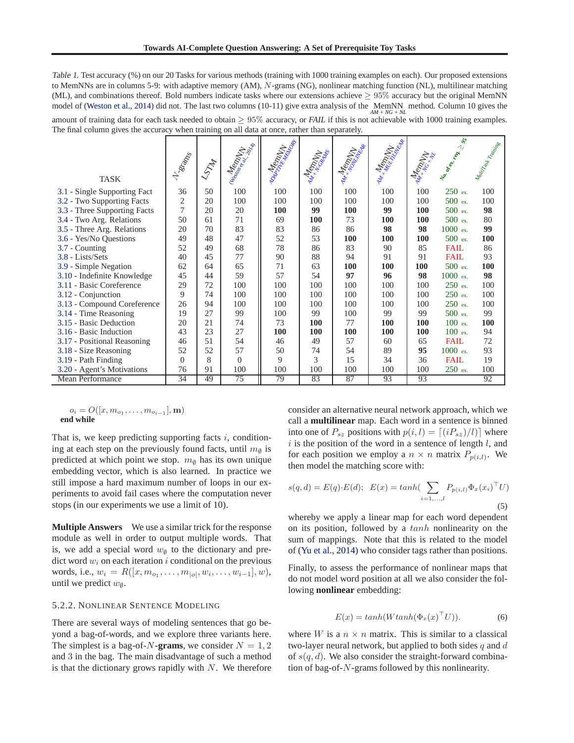*Table 1.* Test accuracy (%) on our 20 Tasks for various methods (training with 1000 training examples on each). Our proposed extensions to MemNNs are in columns 5-9: with adaptive memory (AM), $N$-grams (NG), nonlinear matching function (NL), multilinear matching (ML), and combinations thereof. Bold numbers indicate tasks where our extensions achieve $\geq 95\%$ accuracy but the original MemNN model of (Weston et al., 2014) did not. The last two columns (10-11) give extra analysis of the MemNN AM + NG + NL method. Column 10 gives the amount of training data for each task needed to obtain $\geq 95\%$ accuracy, or *FAIL* if this is not achievable with 1000 training examples. The final column gives the accuracy when training on all data at once, rather than separately.

| TASK | N-grams | LSTM | MemNN (Weston et al., 2014) | MemNN ADAPTIVE MEMORY | MemNN AM + N-GRAMS | MemNN AM + NONLINEAR | MemNN AM + MULTILINEAR | MemNN AM + NG + NL | No. of ex. req. ≥ 95 | MultiTask Training |
|---|---|---|---|---|---|---|---|---|---|---|
| 3.1 - Single Supporting Fact | 36 | 50 | 100 | 100 | 100 | 100 | 100 | 100 | 250 ex. | 100 |
| 3.2 - Two Supporting Facts | 2 | 20 | 100 | 100 | 100 | 100 | 100 | 100 | 500 ex. | 100 |
| 3.3 - Three Supporting Facts | 7 | 20 | 20 | **100** | **99** | **100** | **99** | **100** | 500 ex. | **98** |
| 3.4 - Two Arg. Relations | 50 | 61 | 71 | 69 | **100** | 73 | **100** | **100** | 500 ex. | 80 |
| 3.5 - Three Arg. Relations | 20 | 70 | 83 | 83 | 86 | 86 | **98** | **98** | 1000 ex. | **99** |
| 3.6 - Yes/No Questions | 49 | 48 | 47 | 52 | 53 | **100** | **100** | **100** | 500 ex. | **100** |
| 3.7 - Counting | 52 | 49 | 68 | 78 | 86 | 83 | 90 | 85 | FAIL | 86 |
| 3.8 - Lists/Sets | 40 | 45 | 77 | 90 | 88 | 94 | 91 | 91 | FAIL | 93 |
| 3.9 - Simple Negation | 62 | 64 | 65 | 71 | 63 | **100** | **100** | **100** | 500 ex. | **100** |
| 3.10 - Indefinite Knowledge | 45 | 44 | 59 | 57 | 54 | **97** | **96** | **98** | 1000 ex. | **98** |
| 3.11 - Basic Coreference | 29 | 72 | 100 | 100 | 100 | 100 | 100 | 100 | 250 ex. | 100 |
| 3.12 - Conjunction | 9 | 74 | 100 | 100 | 100 | 100 | 100 | 100 | 250 ex. | 100 |
| 3.13 - Compound Coreference | 26 | 94 | 100 | 100 | 100 | 100 | 100 | 100 | 250 ex. | 100 |
| 3.14 - Time Reasoning | 19 | 27 | 99 | 100 | 99 | 100 | 99 | 99 | 500 ex. | 99 |
| 3.15 - Basic Deduction | 20 | 21 | 74 | 73 | **100** | 77 | **100** | **100** | 100 ex. | **100** |
| 3.16 - Basic Induction | 43 | 23 | 27 | **100** | **100** | **100** | **100** | **100** | 100 ex. | 94 |
| 3.17 - Positional Reasoning | 46 | 51 | 54 | 46 | 49 | 57 | 60 | 65 | FAIL | 72 |
| 3.18 - Size Reasoning | 52 | 52 | 57 | 50 | 74 | 54 | 89 | **95** | 1000 ex. | 93 |
| 3.19 - Path Finding | 0 | 8 | 0 | 9 | 3 | 15 | 34 | 36 | FAIL | 19 |
| 3.20 - Agent's Motivations | 76 | 91 | 100 | 100 | 100 | 100 | 100 | 100 | 250 ex. | 100 |
| Mean Performance | 34 | 49 | 75 | 79 | 83 | 87 | 93 | 93 | | 92 |

$o_i = O([x, m_{o_1}, \ldots, m_{o_{i-1}}], \mathbf{m})$
**end while**

That is, we keep predicting supporting facts $i$, conditioning at each step on the previously found facts, until $m_\emptyset$ is predicted at which point we stop. $m_\emptyset$ has its own unique embedding vector, which is also learned. In practice we still impose a hard maximum number of loops in our experiments to avoid fail cases where the computation never stops (in our experiments we use a limit of 10).

**Multiple Answers** We use a similar trick for the response module as well in order to output multiple words. That is, we add a special word $w_\emptyset$ to the dictionary and predict word $w_i$ on each iteration $i$ conditional on the previous words, i.e., $w_i = R([x, m_{o_1}, \ldots, m_{|o|}, w_i, \ldots, w_{i-1}], w)$, until we predict $w_\emptyset$.

#### 5.2.2. Nonlinear Sentence Modeling

There are several ways of modeling sentences that go beyond a bag-of-words, and we explore three variants here. The simplest is a bag-of-$N$-**grams**, we consider $N = 1, 2$ and 3 in the bag. The main disadvantage of such a method is that the dictionary grows rapidly with $N$. We therefore consider an alternative neural network approach, which we call a **multilinear** map. Each word in a sentence is binned into one of $P_{sz}$ positions with $p(i, l) = \lceil (iP_{sz})/l) \rceil$ where $i$ is the position of the word in a sentence of length $l$, and for each position we employ a $n \times n$ matrix $P_{p(i,l)}$. We then model the matching score with:

$$s(q, d) = E(q) \cdot E(d); \quad E(x) = tanh(\sum_{i=1,\ldots,l} P_{p(i,l)} \Phi_x(x_i)^\top U) \tag{5}$$

whereby we apply a linear map for each word dependent on its position, followed by a $tanh$ nonlinearity on the sum of mappings. Note that this is related to the model of (Yu et al., 2014) who consider tags rather than positions.

Finally, to assess the performance of nonlinear maps that do not model word position at all we also consider the following **nonlinear** embedding:

$$E(x) = tanh(W tanh(\Phi_x(x)^\top U)). \tag{6}$$

where $W$ is a $n \times n$ matrix. This is similar to a classical two-layer neural network, but applied to both sides $q$ and $d$ of $s(q, d)$. We also consider the straight-forward combination of bag-of-$N$-grams followed by this nonlinearity.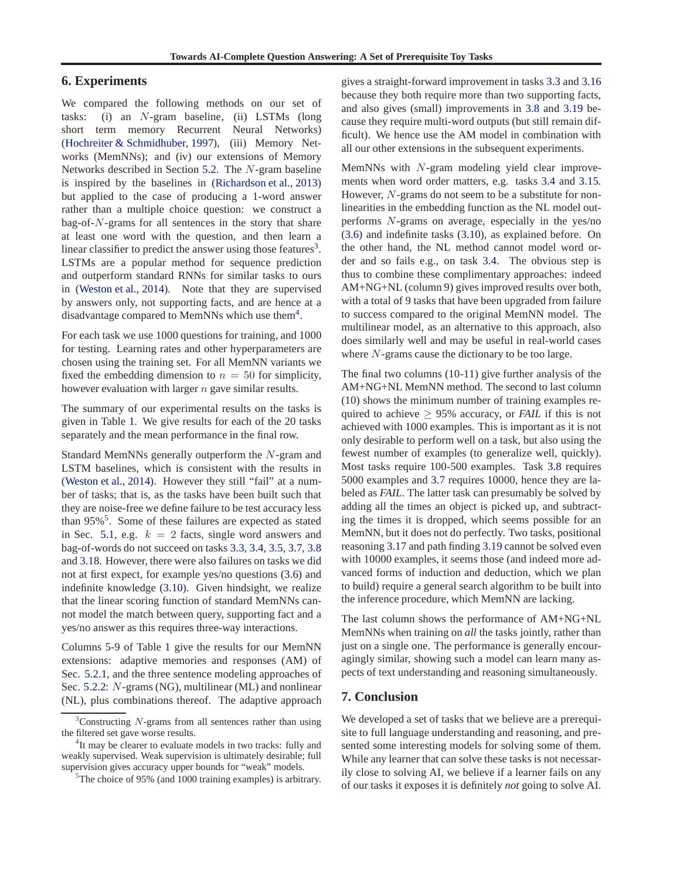## 6. Experiments

We compared the following methods on our set of tasks: (i) an $N$-gram baseline, (ii) LSTMs (long short term memory Recurrent Neural Networks) (Hochreiter & Schmidhuber, 1997), (iii) Memory Networks (MemNNs); and (iv) our extensions of Memory Networks described in Section 5.2. The $N$-gram baseline is inspired by the baselines in (Richardson et al., 2013) but applied to the case of producing a 1-word answer rather than a multiple choice question: we construct a bag-of-$N$-grams for all sentences in the story that share at least one word with the question, and then learn a linear classifier to predict the answer using those features[3]. LSTMs are a popular method for sequence prediction and outperform standard RNNs for similar tasks to ours in (Weston et al., 2014). Note that they are supervised by answers only, not supporting facts, and are hence at a disadvantage compared to MemNNs which use them[4].

For each task we use 1000 questions for training, and 1000 for testing. Learning rates and other hyperparameters are chosen using the training set. For all MemNN variants we fixed the embedding dimension to $n = 50$ for simplicity, however evaluation with larger $n$ gave similar results.

The summary of our experimental results on the tasks is given in Table 1. We give results for each of the 20 tasks separately and the mean performance in the final row.

Standard MemNNs generally outperform the $N$-gram and LSTM baselines, which is consistent with the results in (Weston et al., 2014). However they still "fail" at a number of tasks; that is, as the tasks have been built such that they are noise-free we define failure to be test accuracy less than 95%[5]. Some of these failures are expected as stated in Sec. 5.1, e.g. $k = 2$ facts, single word answers and bag-of-words do not succeed on tasks 3.3, 3.4, 3.5, 3.7, 3.8 and 3.18. However, there were also failures on tasks we did not at first expect, for example yes/no questions (3.6) and indefinite knowledge (3.10). Given hindsight, we realize that the linear scoring function of standard MemNNs cannot model the match between query, supporting fact and a yes/no answer as this requires three-way interactions.

Columns 5-9 of Table 1 give the results for our MemNN extensions: adaptive memories and responses (AM) of Sec. 5.2.1, and the three sentence modeling approaches of Sec. 5.2.2: $N$-grams (NG), multilinear (ML) and nonlinear (NL), plus combinations thereof. The adaptive approach gives a straight-forward improvement in tasks 3.3 and 3.16 because they both require more than two supporting facts, and also gives (small) improvements in 3.8 and 3.19 because they require multi-word outputs (but still remain difficult). We hence use the AM model in combination with all our other extensions in the subsequent experiments.

MemNNs with $N$-gram modeling yield clear improvements when word order matters, e.g. tasks 3.4 and 3.15. However, $N$-grams do not seem to be a substitute for nonlinearities in the embedding function as the NL model outperforms $N$-grams on average, especially in the yes/no (3.6) and indefinite tasks (3.10), as explained before. On the other hand, the NL method cannot model word order and so fails e.g., on task 3.4. The obvious step is thus to combine these complimentary approaches: indeed AM+NG+NL (column 9) gives improved results over both, with a total of 9 tasks that have been upgraded from failure to success compared to the original MemNN model. The multilinear model, as an alternative to this approach, also does similarly well and may be useful in real-world cases where $N$-grams cause the dictionary to be too large.

The final two columns (10-11) give further analysis of the AM+NG+NL MemNN method. The second to last column (10) shows the minimum number of training examples required to achieve $\geq$ 95% accuracy, or *FAIL* if this is not achieved with 1000 examples. This is important as it is not only desirable to perform well on a task, but also using the fewest number of examples (to generalize well, quickly). Most tasks require 100-500 examples. Task 3.8 requires 5000 examples and 3.7 requires 10000, hence they are labeled as *FAIL*. The latter task can presumably be solved by adding all the times an object is picked up, and subtracting the times it is dropped, which seems possible for an MemNN, but it does not do perfectly. Two tasks, positional reasoning 3.17 and path finding 3.19 cannot be solved even with 10000 examples, it seems those (and indeed more advanced forms of induction and deduction, which we plan to build) require a general search algorithm to be built into the inference procedure, which MemNN are lacking.

The last column shows the performance of AM+NG+NL MemNNs when training on *all* the tasks jointly, rather than just on a single one. The performance is generally encouragingly similar, showing such a model can learn many aspects of text understanding and reasoning simultaneously.

## 7. Conclusion

We developed a set of tasks that we believe are a prerequisite to full language understanding and reasoning, and presented some interesting models for solving some of them. While any learner that can solve these tasks is not necessarily close to solving AI, we believe if a learner fails on any of our tasks it exposes it is definitely *not* going to solve AI.

---

[3] Constructing $N$-grams from all sentences rather than using the filtered set gave worse results.

[4] It may be clearer to evaluate models in two tracks: fully and weakly supervised. Weak supervision is ultimately desirable; full supervision gives accuracy upper bounds for "weak" models.

[5] The choice of 95% (and 1000 training examples) is arbitrary.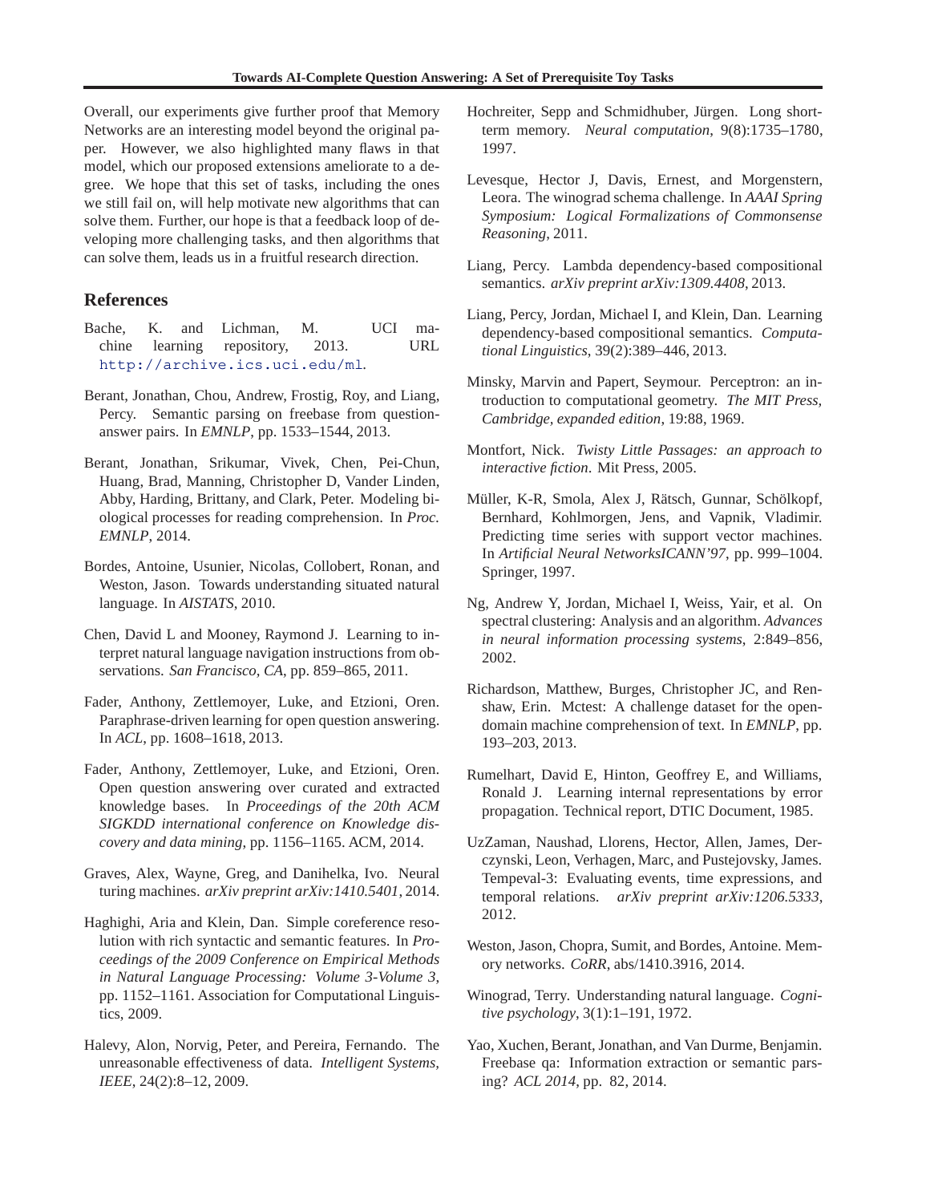Overall, our experiments give further proof that Memory Networks are an interesting model beyond the original paper. However, we also highlighted many flaws in that model, which our proposed extensions ameliorate to a degree. We hope that this set of tasks, including the ones we still fail on, will help motivate new algorithms that can solve them. Further, our hope is that a feedback loop of developing more challenging tasks, and then algorithms that can solve them, leads us in a fruitful research direction.

## References

Bache, K. and Lichman, M. UCI machine learning repository, 2013. URL http://archive.ics.uci.edu/ml.

Berant, Jonathan, Chou, Andrew, Frostig, Roy, and Liang, Percy. Semantic parsing on freebase from question-answer pairs. In *EMNLP*, pp. 1533–1544, 2013.

Berant, Jonathan, Srikumar, Vivek, Chen, Pei-Chun, Huang, Brad, Manning, Christopher D, Vander Linden, Abby, Harding, Brittany, and Clark, Peter. Modeling biological processes for reading comprehension. In *Proc. EMNLP*, 2014.

Bordes, Antoine, Usunier, Nicolas, Collobert, Ronan, and Weston, Jason. Towards understanding situated natural language. In *AISTATS*, 2010.

Chen, David L and Mooney, Raymond J. Learning to interpret natural language navigation instructions from observations. *San Francisco, CA*, pp. 859–865, 2011.

Fader, Anthony, Zettlemoyer, Luke, and Etzioni, Oren. Paraphrase-driven learning for open question answering. In *ACL*, pp. 1608–1618, 2013.

Fader, Anthony, Zettlemoyer, Luke, and Etzioni, Oren. Open question answering over curated and extracted knowledge bases. In *Proceedings of the 20th ACM SIGKDD international conference on Knowledge discovery and data mining*, pp. 1156–1165. ACM, 2014.

Graves, Alex, Wayne, Greg, and Danihelka, Ivo. Neural turing machines. *arXiv preprint arXiv:1410.5401*, 2014.

Haghighi, Aria and Klein, Dan. Simple coreference resolution with rich syntactic and semantic features. In *Proceedings of the 2009 Conference on Empirical Methods in Natural Language Processing: Volume 3-Volume 3*, pp. 1152–1161. Association for Computational Linguistics, 2009.

Halevy, Alon, Norvig, Peter, and Pereira, Fernando. The unreasonable effectiveness of data. *Intelligent Systems, IEEE*, 24(2):8–12, 2009.

Hochreiter, Sepp and Schmidhuber, Jürgen. Long short-term memory. *Neural computation*, 9(8):1735–1780, 1997.

Levesque, Hector J, Davis, Ernest, and Morgenstern, Leora. The winograd schema challenge. In *AAAI Spring Symposium: Logical Formalizations of Commonsense Reasoning*, 2011.

Liang, Percy. Lambda dependency-based compositional semantics. *arXiv preprint arXiv:1309.4408*, 2013.

Liang, Percy, Jordan, Michael I, and Klein, Dan. Learning dependency-based compositional semantics. *Computational Linguistics*, 39(2):389–446, 2013.

Minsky, Marvin and Papert, Seymour. Perceptron: an introduction to computational geometry. *The MIT Press, Cambridge, expanded edition*, 19:88, 1969.

Montfort, Nick. *Twisty Little Passages: an approach to interactive fiction*. Mit Press, 2005.

Müller, K-R, Smola, Alex J, Rätsch, Gunnar, Schölkopf, Bernhard, Kohlmorgen, Jens, and Vapnik, Vladimir. Predicting time series with support vector machines. In *Artificial Neural NetworksICANN'97*, pp. 999–1004. Springer, 1997.

Ng, Andrew Y, Jordan, Michael I, Weiss, Yair, et al. On spectral clustering: Analysis and an algorithm. *Advances in neural information processing systems*, 2:849–856, 2002.

Richardson, Matthew, Burges, Christopher JC, and Renshaw, Erin. Mctest: A challenge dataset for the open-domain machine comprehension of text. In *EMNLP*, pp. 193–203, 2013.

Rumelhart, David E, Hinton, Geoffrey E, and Williams, Ronald J. Learning internal representations by error propagation. Technical report, DTIC Document, 1985.

UzZaman, Naushad, Llorens, Hector, Allen, James, Derczynski, Leon, Verhagen, Marc, and Pustejovsky, James. Tempeval-3: Evaluating events, time expressions, and temporal relations. *arXiv preprint arXiv:1206.5333*, 2012.

Weston, Jason, Chopra, Sumit, and Bordes, Antoine. Memory networks. *CoRR*, abs/1410.3916, 2014.

Winograd, Terry. Understanding natural language. *Cognitive psychology*, 3(1):1–191, 1972.

Yao, Xuchen, Berant, Jonathan, and Van Durme, Benjamin. Freebase qa: Information extraction or semantic parsing? *ACL 2014*, pp. 82, 2014.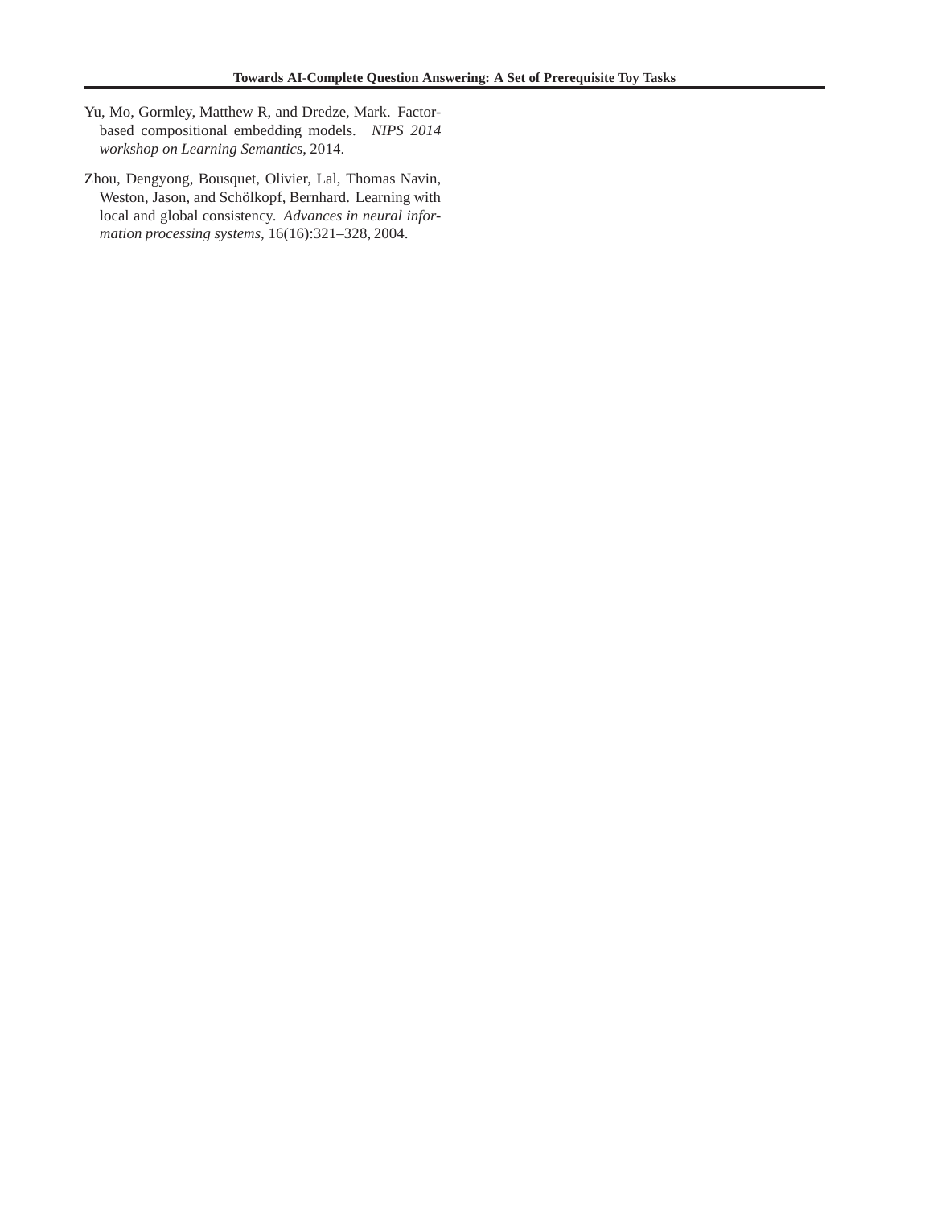Yu, Mo, Gormley, Matthew R, and Dredze, Mark. Factor-based compositional embedding models. *NIPS 2014 workshop on Learning Semantics*, 2014.

Zhou, Dengyong, Bousquet, Olivier, Lal, Thomas Navin, Weston, Jason, and Schölkopf, Bernhard. Learning with local and global consistency. *Advances in neural information processing systems*, 16(16):321–328, 2004.